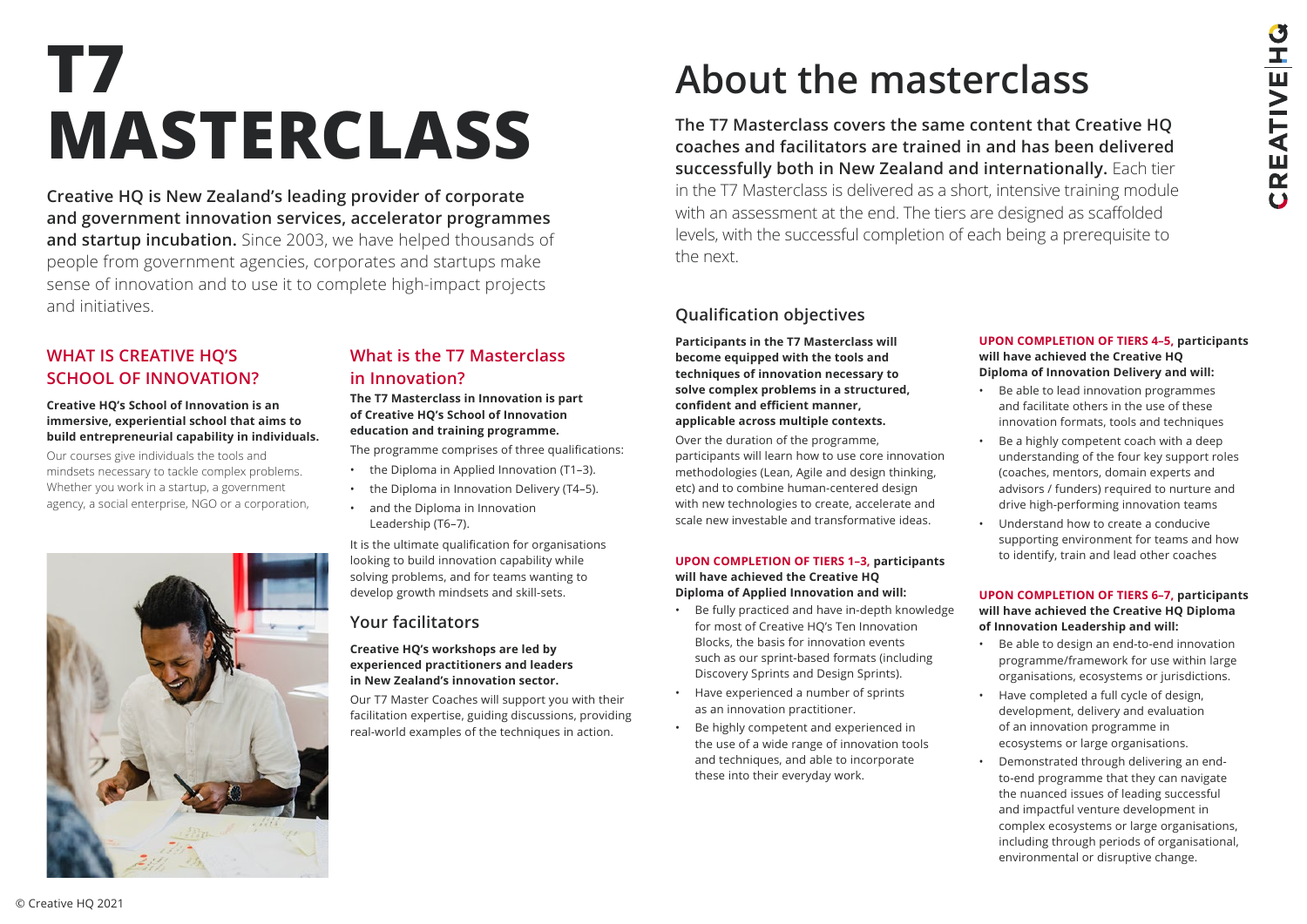# T7 MASTERCLASS

**Creative HQ is New Zealand's leading provider of corporate and government innovation services, accelerator programmes and startup incubation.** Since 2003, we have helped thousands of people from government agencies, corporates and startups make sense of innovation and to use it to complete high-impact projects and initiatives.

## WHAT IS CREATIVE HQ'S SCHOOL OF INNOVATION?

**Creative HQ's School of Innovation is an immersive, experiential school that aims to build entrepreneurial capability in individuals.**

Our courses give individuals the tools and mindsets necessary to tackle complex problems. Whether you work in a startup, a government agency, a social enterprise, NGO or a corporation,

## What is the T7 Masterclass in Innovation?

**The T7 Masterclass in Innovation is part of Creative HQ's School of Innovation education and training programme.**

The programme comprises of three qualifications:

- the Diploma in Applied Innovation (T1–3).
- the Diploma in Innovation Delivery (T4–5).
- and the Diploma in Innovation Leadership (T6–7).

It is the ultimate qualification for organisations looking to build innovation capability while solving problems, and for teams wanting to develop growth mindsets and skill-sets.

## Your facilitators

**Creative HQ's workshops are led by experienced practitioners and leaders in New Zealand's innovation sector.**

Our T7 Master Coaches will support you with their facilitation expertise, guiding discussions, providing real-world examples of the techniques in action.

# About the masterclass

**The T7 Masterclass covers the same content that Creative HQ coaches and facilitators are trained in and has been delivered successfully both in New Zealand and internationally.** Each tier in the T7 Masterclass is delivered as a short, intensive training module with an assessment at the end. The tiers are designed as scaffolded levels, with the successful completion of each being a prerequisite to the next.

## Qualification objectives

**Participants in the T7 Masterclass will become equipped with the tools and techniques of innovation necessary to solve complex problems in a structured, confident and efficient manner, applicable across multiple contexts.**

Over the duration of the programme, participants will learn how to use core innovation methodologies (Lean, Agile and design thinking, etc) and to combine human-centered design with new technologies to create, accelerate and scale new investable and transformative ideas.

**UPON COMPLETION OF TIERS 1–3, participants will have achieved the Creative HQ Diploma of Applied Innovation and will:**

- Be fully practiced and have in-depth knowledge for most of Creative HQ's Ten Innovation Blocks, the basis for innovation events such as our sprint-based formats (including Discovery Sprints and Design Sprints).
- Have experienced a number of sprints as an innovation practitioner.
- Be highly competent and experienced in the use of a wide range of innovation tools and techniques, and able to incorporate these into their everyday work.

**UPON COMPLETION OF TIERS 4–5, participants will have achieved the Creative HQ Diploma of Innovation Delivery and will:**

- Be able to lead innovation programmes and facilitate others in the use of these innovation formats, tools and techniques
- Be a highly competent coach with a deep understanding of the four key support roles (coaches, mentors, domain experts and advisors / funders) required to nurture and drive high-performing innovation teams
- Understand how to create a conducive supporting environment for teams and how to identify, train and lead other coaches

**UPON COMPLETION OF TIERS 6–7, participants will have achieved the Creative HQ Diploma of Innovation Leadership and will:**

- Be able to design an end-to-end innovation programme/framework for use within large organisations, ecosystems or jurisdictions.
- Have completed a full cycle of design, development, delivery and evaluation of an innovation programme in ecosystems or large organisations.
- Demonstrated through delivering an end-to-end programme that they can navigate the nuanced issues of leading successful and impactful venture development in complex ecosystems or large organisations, including through periods of organisational, environmental or disruptive change.

© Creative HQ 2021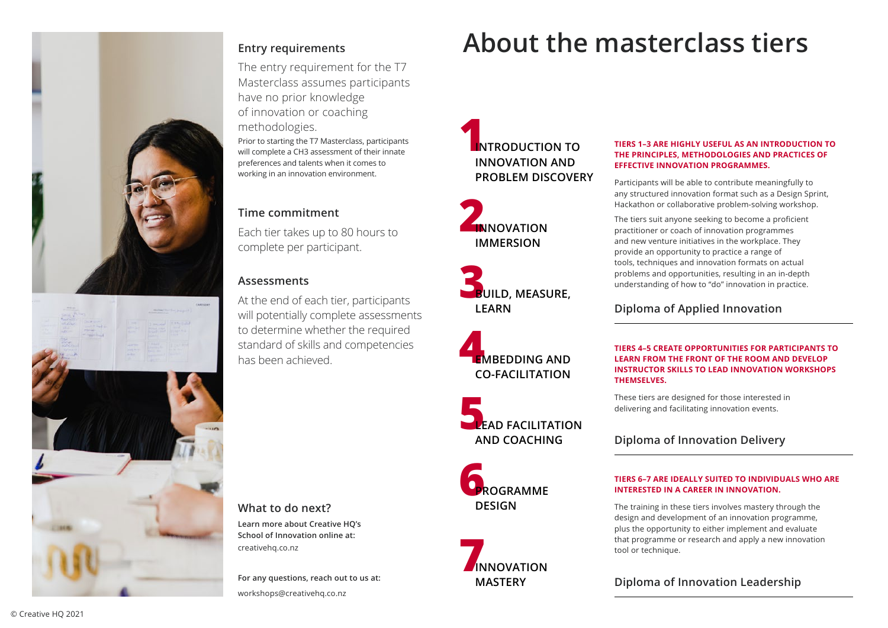### Entry requirements

The entry requirement for the T7 Masterclass assumes participants have no prior knowledge of innovation or coaching methodologies.

Prior to starting the T7 Masterclass, participants will complete a CH3 assessment of their innate preferences and talents when it comes to working in an innovation environment.

### Time commitment

Each tier takes up to 80 hours to complete per participant.

### Assessments

At the end of each tier, participants will potentially complete assessments to determine whether the required standard of skills and competencies has been achieved.

### What to do next?

**Learn more about Creative HQ's School of Innovation online at:**

creativehq.co.nz

**For any questions, reach out to us at:**

workshops@creativehq.co.nz

# About the masterclass tiers

**1 INTRODUCTION TO INNOVATION AND PROBLEM DISCOVERY**

**2 INNOVATION IMMERSION**

**3 BUILD, MEASURE, LEARN**

**TIERS 1–3 ARE HIGHLY USEFUL AS AN INTRODUCTION TO THE PRINCIPLES, METHODOLOGIES AND PRACTICES OF EFFECTIVE INNOVATION PROGRAMMES.**

Participants will be able to contribute meaningfully to any structured innovation format such as a Design Sprint, Hackathon or collaborative problem-solving workshop.

The tiers suit anyone seeking to become a proficient practitioner or coach of innovation programmes and new venture initiatives in the workplace. They provide an opportunity to practice a range of tools, techniques and innovation formats on actual problems and opportunities, resulting in an in-depth understanding of how to "do" innovation in practice.

### Diploma of Applied Innovation

**4 EMBEDDING AND CO-FACILITATION**

**5 LEAD FACILITATION AND COACHING**

**TIERS 4–5 CREATE OPPORTUNITIES FOR PARTICIPANTS TO LEARN FROM THE FRONT OF THE ROOM AND DEVELOP INSTRUCTOR SKILLS TO LEAD INNOVATION WORKSHOPS THEMSELVES.**

These tiers are designed for those interested in delivering and facilitating innovation events.

### Diploma of Innovation Delivery

**6 PROGRAMME DESIGN**

**7 INNOVATION MASTERY**

**TIERS 6–7 ARE IDEALLY SUITED TO INDIVIDUALS WHO ARE INTERESTED IN A CAREER IN INNOVATION.**

The training in these tiers involves mastery through the design and development of an innovation programme, plus the opportunity to either implement and evaluate that programme or research and apply a new innovation tool or technique.

### Diploma of Innovation Leadership

© Creative HQ 2021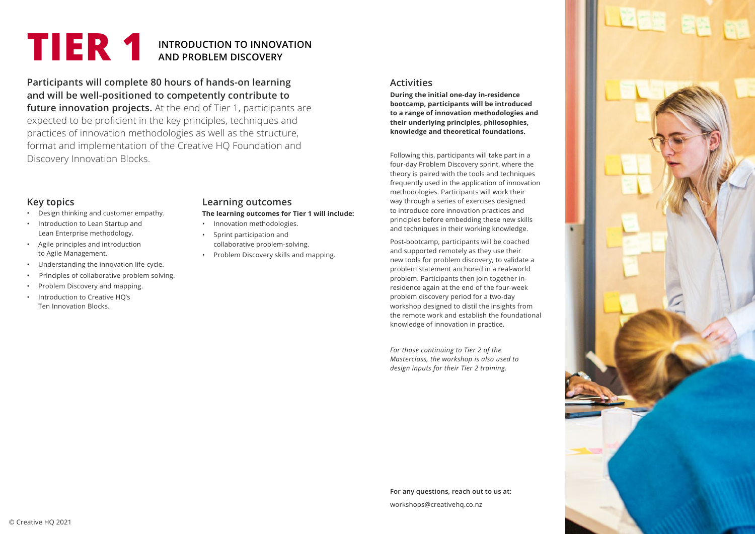# TIER 1 INTRODUCTION TO INNOVATION AND PROBLEM DISCOVERY

**Participants will complete 80 hours of hands-on learning and will be well-positioned to competently contribute to future innovation projects.** At the end of Tier 1, participants are expected to be proficient in the key principles, techniques and practices of innovation methodologies as well as the structure, format and implementation of the Creative HQ Foundation and Discovery Innovation Blocks.

## Key topics

- Design thinking and customer empathy.
- Introduction to Lean Startup and Lean Enterprise methodology.
- Agile principles and introduction to Agile Management.
- Understanding the innovation life-cycle.
- Principles of collaborative problem solving.
- Problem Discovery and mapping.
- Introduction to Creative HQ's Ten Innovation Blocks.

## Learning outcomes

**The learning outcomes for Tier 1 will include:**

- Innovation methodologies.
- Sprint participation and collaborative problem-solving.
- Problem Discovery skills and mapping.

## Activities

**During the initial one-day in-residence bootcamp, participants will be introduced to a range of innovation methodologies and their underlying principles, philosophies, knowledge and theoretical foundations.**

Following this, participants will take part in a four-day Problem Discovery sprint, where the theory is paired with the tools and techniques frequently used in the application of innovation methodologies. Participants will work their way through a series of exercises designed to introduce core innovation practices and principles before embedding these new skills and techniques in their working knowledge.

Post-bootcamp, participants will be coached and supported remotely as they use their new tools for problem discovery, to validate a problem statement anchored in a real-world problem. Participants then join together in-residence again at the end of the four-week problem discovery period for a two-day workshop designed to distil the insights from the remote work and establish the foundational knowledge of innovation in practice.

*For those continuing to Tier 2 of the Masterclass, the workshop is also used to design inputs for their Tier 2 training.*

**For any questions, reach out to us at:**

workshops@creativehq.co.nz

© Creative HQ 2021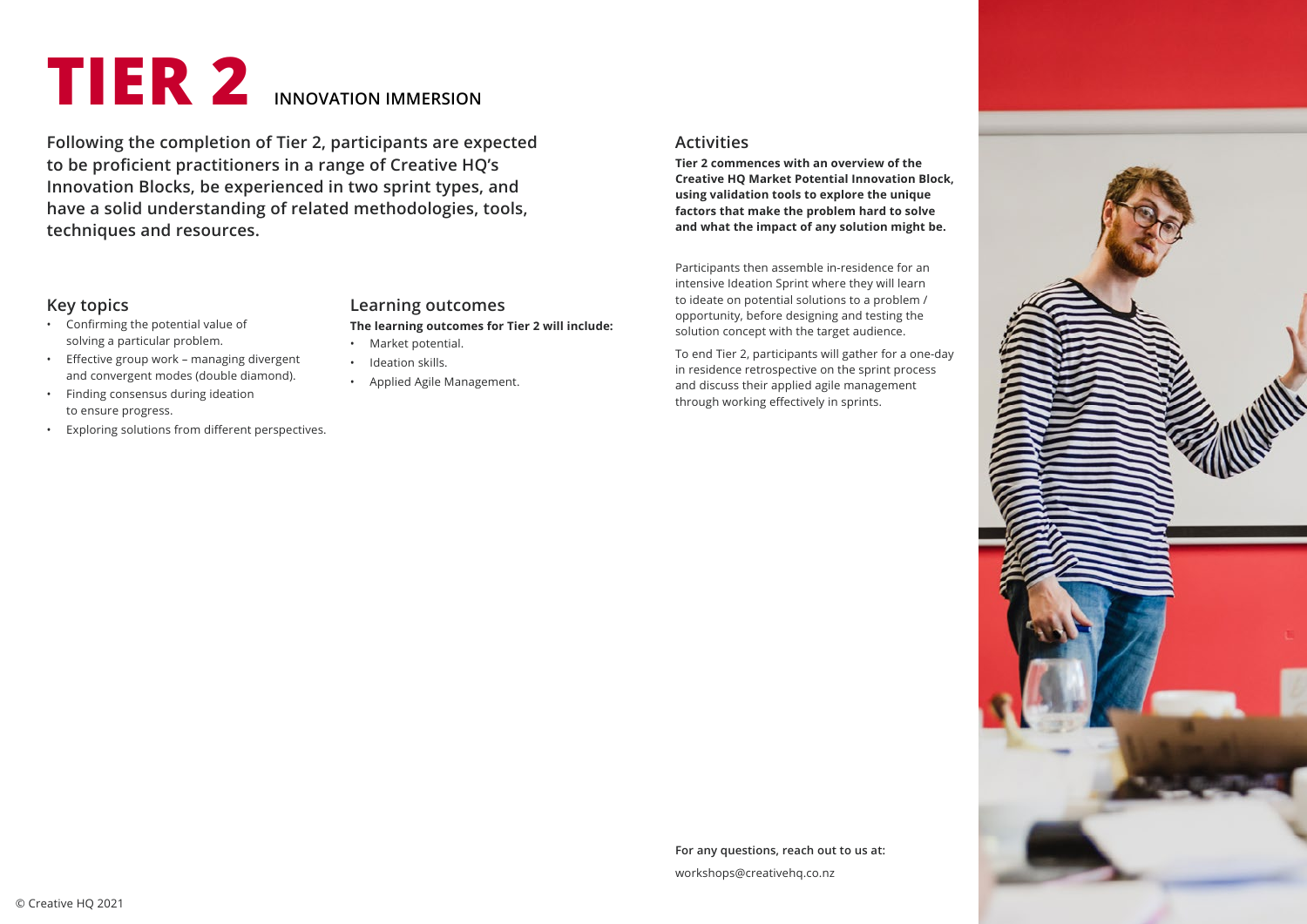# TIER 2 INNOVATION IMMERSION

**Following the completion of Tier 2, participants are expected to be proficient practitioners in a range of Creative HQ's Innovation Blocks, be experienced in two sprint types, and have a solid understanding of related methodologies, tools, techniques and resources.**

## Key topics

- Confirming the potential value of solving a particular problem.
- Effective group work – managing divergent and convergent modes (double diamond).
- Finding consensus during ideation to ensure progress.
- Exploring solutions from different perspectives.

## Learning outcomes

**The learning outcomes for Tier 2 will include:**

- Market potential.
- Ideation skills.
- Applied Agile Management.

## Activities

**Tier 2 commences with an overview of the Creative HQ Market Potential Innovation Block, using validation tools to explore the unique factors that make the problem hard to solve and what the impact of any solution might be.**

Participants then assemble in-residence for an intensive Ideation Sprint where they will learn to ideate on potential solutions to a problem / opportunity, before designing and testing the solution concept with the target audience.

To end Tier 2, participants will gather for a one-day in residence retrospective on the sprint process and discuss their applied agile management through working effectively in sprints.

**For any questions, reach out to us at:**

workshops@creativehq.co.nz

© Creative HQ 2021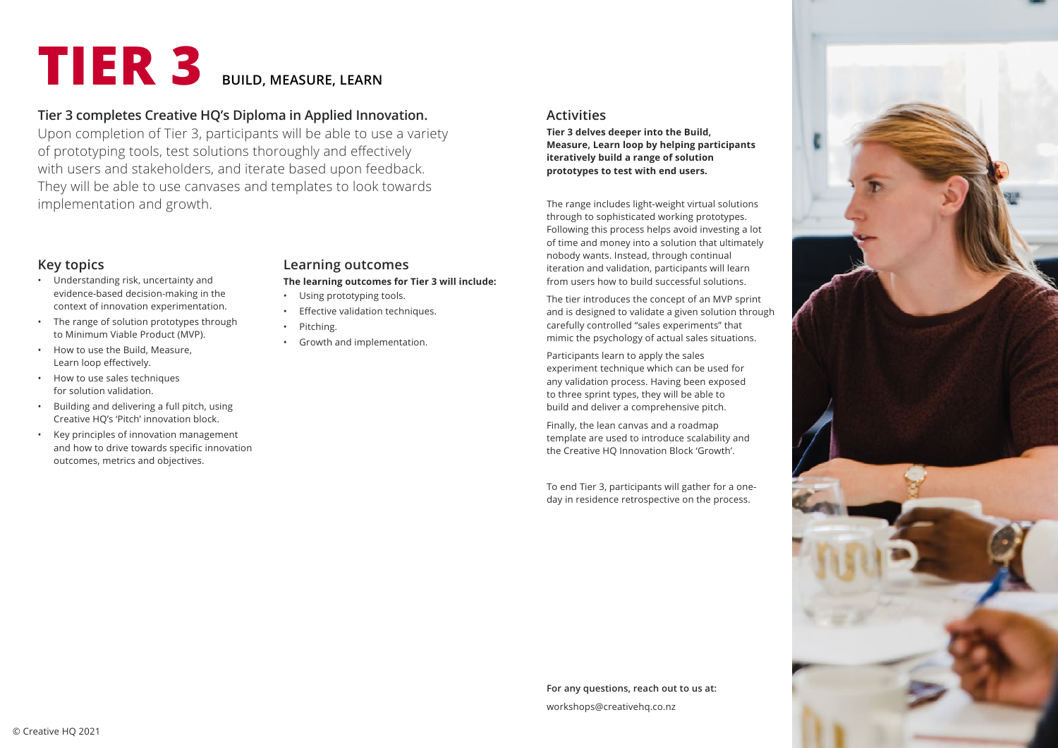# TIER 3 BUILD, MEASURE, LEARN

**Tier 3 completes Creative HQ's Diploma in Applied Innovation.**

Upon completion of Tier 3, participants will be able to use a variety of prototyping tools, test solutions thoroughly and effectively with users and stakeholders, and iterate based upon feedback. They will be able to use canvases and templates to look towards implementation and growth.

## Key topics

- Understanding risk, uncertainty and evidence-based decision-making in the context of innovation experimentation.
- The range of solution prototypes through to Minimum Viable Product (MVP).
- How to use the Build, Measure, Learn loop effectively.
- How to use sales techniques for solution validation.
- Building and delivering a full pitch, using Creative HQ's 'Pitch' innovation block.
- Key principles of innovation management and how to drive towards specific innovation outcomes, metrics and objectives.

## Learning outcomes

**The learning outcomes for Tier 3 will include:**

- Using prototyping tools.
- Effective validation techniques.
- Pitching.
- Growth and implementation.

## Activities

**Tier 3 delves deeper into the Build, Measure, Learn loop by helping participants iteratively build a range of solution prototypes to test with end users.**

The range includes light-weight virtual solutions through to sophisticated working prototypes. Following this process helps avoid investing a lot of time and money into a solution that ultimately nobody wants. Instead, through continual iteration and validation, participants will learn from users how to build successful solutions.

The tier introduces the concept of an MVP sprint and is designed to validate a given solution through carefully controlled "sales experiments" that mimic the psychology of actual sales situations.

Participants learn to apply the sales experiment technique which can be used for any validation process. Having been exposed to three sprint types, they will be able to build and deliver a comprehensive pitch.

Finally, the lean canvas and a roadmap template are used to introduce scalability and the Creative HQ Innovation Block 'Growth'.

To end Tier 3, participants will gather for a one-day in residence retrospective on the process.

**For any questions, reach out to us at:**

workshops@creativehq.co.nz

© Creative HQ 2021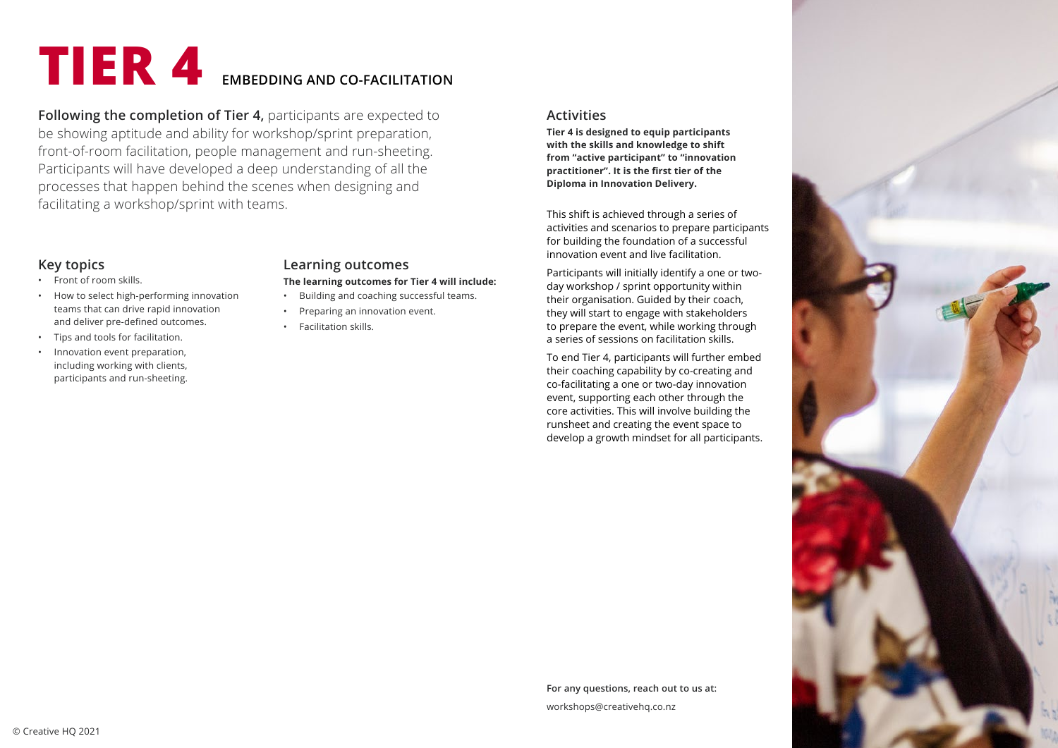# TIER 4 EMBEDDING AND CO-FACILITATION

**Following the completion of Tier 4,** participants are expected to be showing aptitude and ability for workshop/sprint preparation, front-of-room facilitation, people management and run-sheeting. Participants will have developed a deep understanding of all the processes that happen behind the scenes when designing and facilitating a workshop/sprint with teams.

## Key topics

- Front of room skills.
- How to select high-performing innovation teams that can drive rapid innovation and deliver pre-defined outcomes.
- Tips and tools for facilitation.
- Innovation event preparation, including working with clients, participants and run-sheeting.

## Learning outcomes

**The learning outcomes for Tier 4 will include:**

- Building and coaching successful teams.
- Preparing an innovation event.
- Facilitation skills.

## Activities

**Tier 4 is designed to equip participants with the skills and knowledge to shift from "active participant" to "innovation practitioner". It is the first tier of the Diploma in Innovation Delivery.**

This shift is achieved through a series of activities and scenarios to prepare participants for building the foundation of a successful innovation event and live facilitation.

Participants will initially identify a one or two-day workshop / sprint opportunity within their organisation. Guided by their coach, they will start to engage with stakeholders to prepare the event, while working through a series of sessions on facilitation skills.

To end Tier 4, participants will further embed their coaching capability by co-creating and co-facilitating a one or two-day innovation event, supporting each other through the core activities. This will involve building the runsheet and creating the event space to develop a growth mindset for all participants.

**For any questions, reach out to us at:**

workshops@creativehq.co.nz

© Creative HQ 2021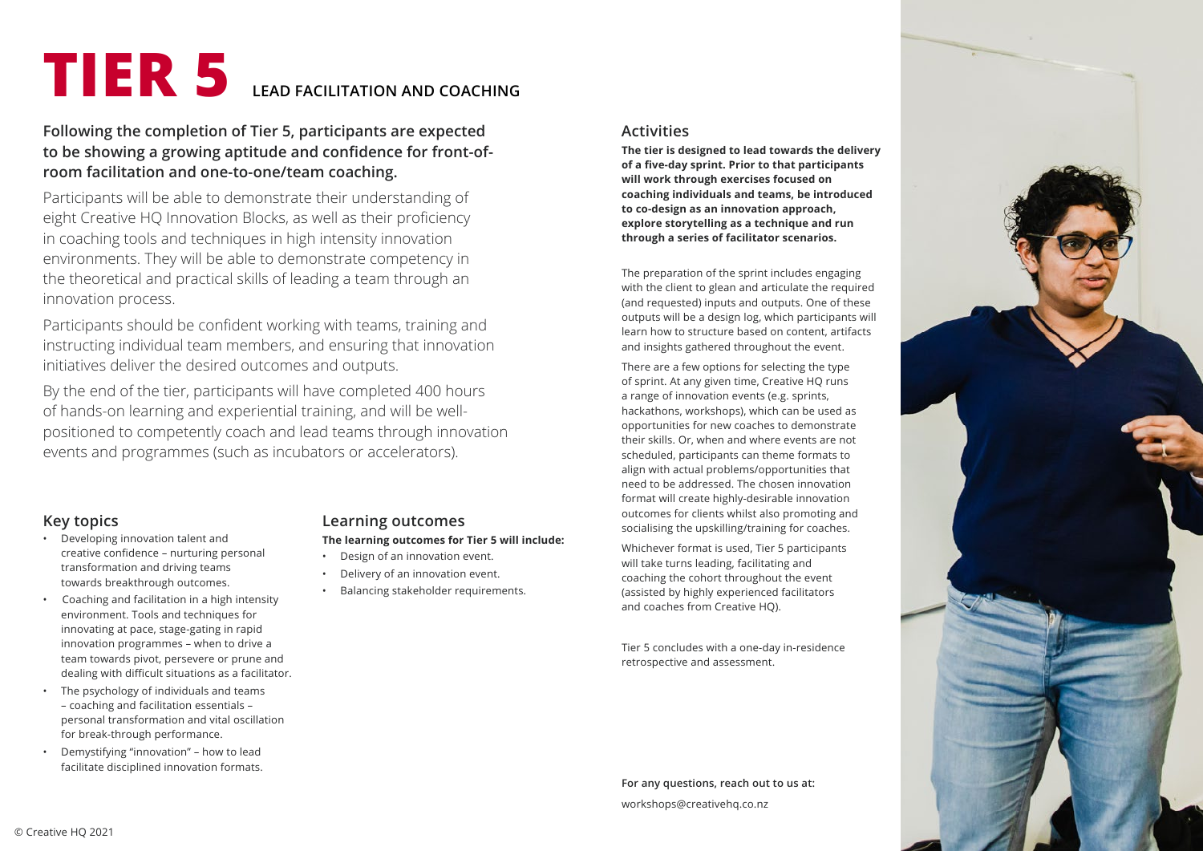# TIER 5 LEAD FACILITATION AND COACHING

**Following the completion of Tier 5, participants are expected to be showing a growing aptitude and confidence for front-of-room facilitation and one-to-one/team coaching.**

Participants will be able to demonstrate their understanding of eight Creative HQ Innovation Blocks, as well as their proficiency in coaching tools and techniques in high intensity innovation environments. They will be able to demonstrate competency in the theoretical and practical skills of leading a team through an innovation process.

Participants should be confident working with teams, training and instructing individual team members, and ensuring that innovation initiatives deliver the desired outcomes and outputs.

By the end of the tier, participants will have completed 400 hours of hands-on learning and experiential training, and will be well-positioned to competently coach and lead teams through innovation events and programmes (such as incubators or accelerators).

## Key topics

- Developing innovation talent and creative confidence – nurturing personal transformation and driving teams towards breakthrough outcomes.
- Coaching and facilitation in a high intensity environment. Tools and techniques for innovating at pace, stage-gating in rapid innovation programmes – when to drive a team towards pivot, persevere or prune and dealing with difficult situations as a facilitator.
- The psychology of individuals and teams – coaching and facilitation essentials – personal transformation and vital oscillation for break-through performance.
- Demystifying "innovation" – how to lead facilitate disciplined innovation formats.

## Learning outcomes

**The learning outcomes for Tier 5 will include:**

- Design of an innovation event.
- Delivery of an innovation event.
- Balancing stakeholder requirements.

## Activities

**The tier is designed to lead towards the delivery of a five-day sprint. Prior to that participants will work through exercises focused on coaching individuals and teams, be introduced to co-design as an innovation approach, explore storytelling as a technique and run through a series of facilitator scenarios.**

The preparation of the sprint includes engaging with the client to glean and articulate the required (and requested) inputs and outputs. One of these outputs will be a design log, which participants will learn how to structure based on content, artifacts and insights gathered throughout the event.

There are a few options for selecting the type of sprint. At any given time, Creative HQ runs a range of innovation events (e.g. sprints, hackathons, workshops), which can be used as opportunities for new coaches to demonstrate their skills. Or, when and where events are not scheduled, participants can theme formats to align with actual problems/opportunities that need to be addressed. The chosen innovation format will create highly-desirable innovation outcomes for clients whilst also promoting and socialising the upskilling/training for coaches.

Whichever format is used, Tier 5 participants will take turns leading, facilitating and coaching the cohort throughout the event (assisted by highly experienced facilitators and coaches from Creative HQ).

Tier 5 concludes with a one-day in-residence retrospective and assessment.

**For any questions, reach out to us at:**

workshops@creativehq.co.nz

© Creative HQ 2021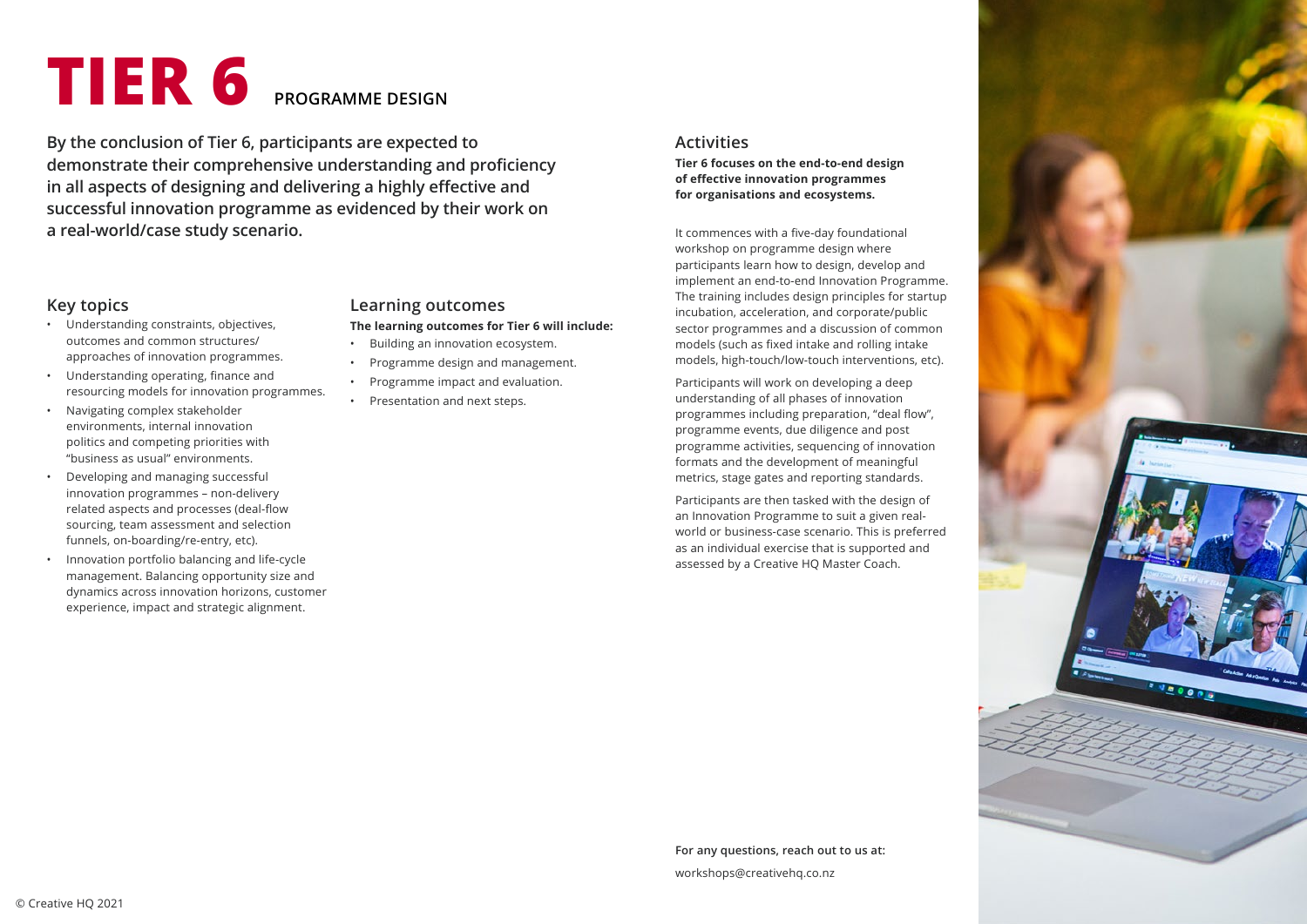# TIER 6 PROGRAMME DESIGN

**By the conclusion of Tier 6, participants are expected to demonstrate their comprehensive understanding and proficiency in all aspects of designing and delivering a highly effective and successful innovation programme as evidenced by their work on a real-world/case study scenario.**

## Key topics

- Understanding constraints, objectives, outcomes and common structures/ approaches of innovation programmes.
- Understanding operating, finance and resourcing models for innovation programmes.
- Navigating complex stakeholder environments, internal innovation politics and competing priorities with "business as usual" environments.
- Developing and managing successful innovation programmes – non-delivery related aspects and processes (deal-flow sourcing, team assessment and selection funnels, on-boarding/re-entry, etc).
- Innovation portfolio balancing and life-cycle management. Balancing opportunity size and dynamics across innovation horizons, customer experience, impact and strategic alignment.

## Learning outcomes

**The learning outcomes for Tier 6 will include:**

- Building an innovation ecosystem.
- Programme design and management.
- Programme impact and evaluation.
- Presentation and next steps.

## Activities

**Tier 6 focuses on the end-to-end design of effective innovation programmes for organisations and ecosystems.**

It commences with a five-day foundational workshop on programme design where participants learn how to design, develop and implement an end-to-end Innovation Programme. The training includes design principles for startup incubation, acceleration, and corporate/public sector programmes and a discussion of common models (such as fixed intake and rolling intake models, high-touch/low-touch interventions, etc).

Participants will work on developing a deep understanding of all phases of innovation programmes including preparation, "deal flow", programme events, due diligence and post programme activities, sequencing of innovation formats and the development of meaningful metrics, stage gates and reporting standards.

Participants are then tasked with the design of an Innovation Programme to suit a given real-world or business-case scenario. This is preferred as an individual exercise that is supported and assessed by a Creative HQ Master Coach.

**For any questions, reach out to us at:**

workshops@creativehq.co.nz

© Creative HQ 2021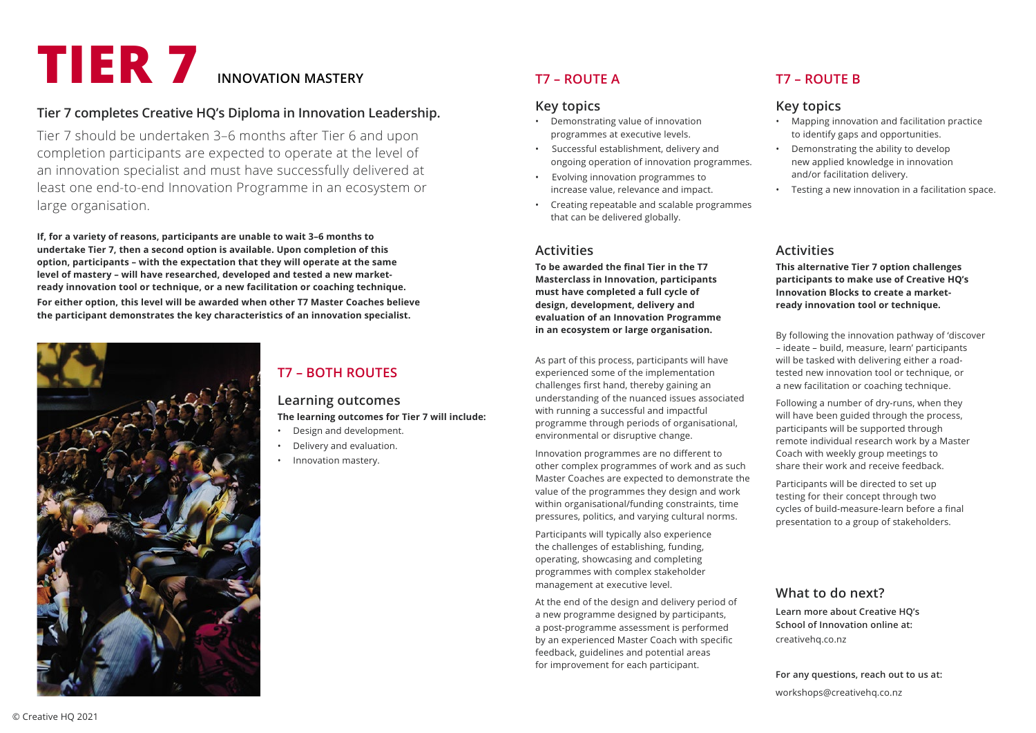# TIER 7 INNOVATION MASTERY

## Tier 7 completes Creative HQ's Diploma in Innovation Leadership.

Tier 7 should be undertaken 3–6 months after Tier 6 and upon completion participants are expected to operate at the level of an innovation specialist and must have successfully delivered at least one end-to-end Innovation Programme in an ecosystem or large organisation.

**If, for a variety of reasons, participants are unable to wait 3–6 months to undertake Tier 7, then a second option is available. Upon completion of this option, participants – with the expectation that they will operate at the same level of mastery – will have researched, developed and tested a new market-ready innovation tool or technique, or a new facilitation or coaching technique.**

**For either option, this level will be awarded when other T7 Master Coaches believe the participant demonstrates the key characteristics of an innovation specialist.**

## T7 – BOTH ROUTES

### Learning outcomes

**The learning outcomes for Tier 7 will include:**

- Design and development.
- Delivery and evaluation.
- Innovation mastery.

## T7 – ROUTE A

### Key topics

- Demonstrating value of innovation programmes at executive levels.
- Successful establishment, delivery and ongoing operation of innovation programmes.
- Evolving innovation programmes to increase value, relevance and impact.
- Creating repeatable and scalable programmes that can be delivered globally.

### Activities

**To be awarded the final Tier in the T7 Masterclass in Innovation, participants must have completed a full cycle of design, development, delivery and evaluation of an Innovation Programme in an ecosystem or large organisation.**

As part of this process, participants will have experienced some of the implementation challenges first hand, thereby gaining an understanding of the nuanced issues associated with running a successful and impactful programme through periods of organisational, environmental or disruptive change.

Innovation programmes are no different to other complex programmes of work and as such Master Coaches are expected to demonstrate the value of the programmes they design and work within organisational/funding constraints, time pressures, politics, and varying cultural norms.

Participants will typically also experience the challenges of establishing, funding, operating, showcasing and completing programmes with complex stakeholder management at executive level.

At the end of the design and delivery period of a new programme designed by participants, a post-programme assessment is performed by an experienced Master Coach with specific feedback, guidelines and potential areas for improvement for each participant.

## T7 – ROUTE B

### Key topics

- Mapping innovation and facilitation practice to identify gaps and opportunities.
- Demonstrating the ability to develop new applied knowledge in innovation and/or facilitation delivery.
- Testing a new innovation in a facilitation space.

### Activities

**This alternative Tier 7 option challenges participants to make use of Creative HQ's Innovation Blocks to create a market-ready innovation tool or technique.**

By following the innovation pathway of 'discover – ideate – build, measure, learn' participants will be tasked with delivering either a road-tested new innovation tool or technique, or a new facilitation or coaching technique.

Following a number of dry-runs, when they will have been guided through the process, participants will be supported through remote individual research work by a Master Coach with weekly group meetings to share their work and receive feedback.

Participants will be directed to set up testing for their concept through two cycles of build-measure-learn before a final presentation to a group of stakeholders.

### What to do next?

**Learn more about Creative HQ's School of Innovation online at:**

creativehq.co.nz

**For any questions, reach out to us at:**

workshops@creativehq.co.nz

© Creative HQ 2021